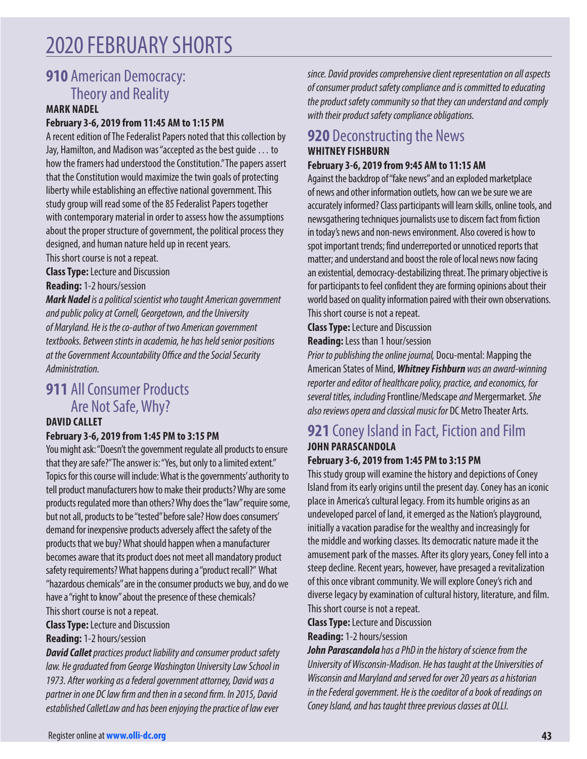# 2020 FEBRUARY SHORTS

## 910 American Democracy: Theory and Reality

**MARK NADEL**

**February 3-6, 2019 from 11:45 AM to 1:15 PM**

A recent edition of The Federalist Papers noted that this collection by Jay, Hamilton, and Madison was "accepted as the best guide . . . to how the framers had understood the Constitution." The papers assert that the Constitution would maximize the twin goals of protecting liberty while establishing an effective national government. This study group will read some of the 85 Federalist Papers together with contemporary material in order to assess how the assumptions about the proper structure of government, the political process they designed, and human nature held up in recent years.

This short course is not a repeat.

**Class Type:** Lecture and Discussion

**Reading:** 1-2 hours/session

***Mark Nadel*** *is a political scientist who taught American government and public policy at Cornell, Georgetown, and the University of Maryland. He is the co-author of two American government textbooks. Between stints in academia, he has held senior positions at the Government Accountability Office and the Social Security Administration.*

## 911 All Consumer Products Are Not Safe, Why?

**DAVID CALLET**

**February 3-6, 2019 from 1:45 PM to 3:15 PM**

You might ask: "Doesn't the government regulate all products to ensure that they are safe?" The answer is: "Yes, but only to a limited extent." Topics for this course will include: What is the governments' authority to tell product manufacturers how to make their products? Why are some products regulated more than others? Why does the "law" require some, but not all, products to be "tested" before sale? How does consumers' demand for inexpensive products adversely affect the safety of the products that we buy? What should happen when a manufacturer becomes aware that its product does not meet all mandatory product safety requirements? What happens during a "product recall?" What "hazardous chemicals" are in the consumer products we buy, and do we have a "right to know" about the presence of these chemicals?

This short course is not a repeat.

**Class Type:** Lecture and Discussion

**Reading:** 1-2 hours/session

***David Callet*** *practices product liability and consumer product safety law. He graduated from George Washington University Law School in 1973. After working as a federal government attorney, David was a partner in one DC law firm and then in a second firm. In 2015, David established CalletLaw and has been enjoying the practice of law ever since. David provides comprehensive client representation on all aspects of consumer product safety compliance and is committed to educating the product safety community so that they can understand and comply with their product safety compliance obligations.*

## 920 Deconstructing the News

**WHITNEY FISHBURN**

**February 3-6, 2019 from 9:45 AM to 11:15 AM**

Against the backdrop of "fake news" and an exploded marketplace of news and other information outlets, how can we be sure we are accurately informed? Class participants will learn skills, online tools, and newsgathering techniques journalists use to discern fact from fiction in today's news and non-news environment. Also covered is how to spot important trends; find underreported or unnoticed reports that matter; and understand and boost the role of local news now facing an existential, democracy-destabilizing threat. The primary objective is for participants to feel confident they are forming opinions about their world based on quality information paired with their own observations.

This short course is not a repeat.

**Class Type:** Lecture and Discussion

**Reading:** Less than 1 hour/session

*Prior to publishing the online journal,* Docu-mental: Mapping the American States of Mind, ***Whitney Fishburn*** *was an award-winning reporter and editor of healthcare policy, practice, and economics, for several titles, including* Frontline/Medscape *and* Mergermarket. *She also reviews opera and classical music for* DC Metro Theater Arts.

## 921 Coney Island in Fact, Fiction and Film

**JOHN PARASCANDOLA**

**February 3-6, 2019 from 1:45 PM to 3:15 PM**

This study group will examine the history and depictions of Coney Island from its early origins until the present day. Coney has an iconic place in America's cultural legacy. From its humble origins as an undeveloped parcel of land, it emerged as the Nation's playground, initially a vacation paradise for the wealthy and increasingly for the middle and working classes. Its democratic nature made it the amusement park of the masses. After its glory years, Coney fell into a steep decline. Recent years, however, have presaged a revitalization of this once vibrant community. We will explore Coney's rich and diverse legacy by examination of cultural history, literature, and film.

This short course is not a repeat.

**Class Type:** Lecture and Discussion

**Reading:** 1-2 hours/session

***John Parascandola*** *has a PhD in the history of science from the University of Wisconsin-Madison. He has taught at the Universities of Wisconsin and Maryland and served for over 20 years as a historian in the Federal government. He is the coeditor of a book of readings on Coney Island, and has taught three previous classes at OLLI.*

Register online at **www.olli-dc.org**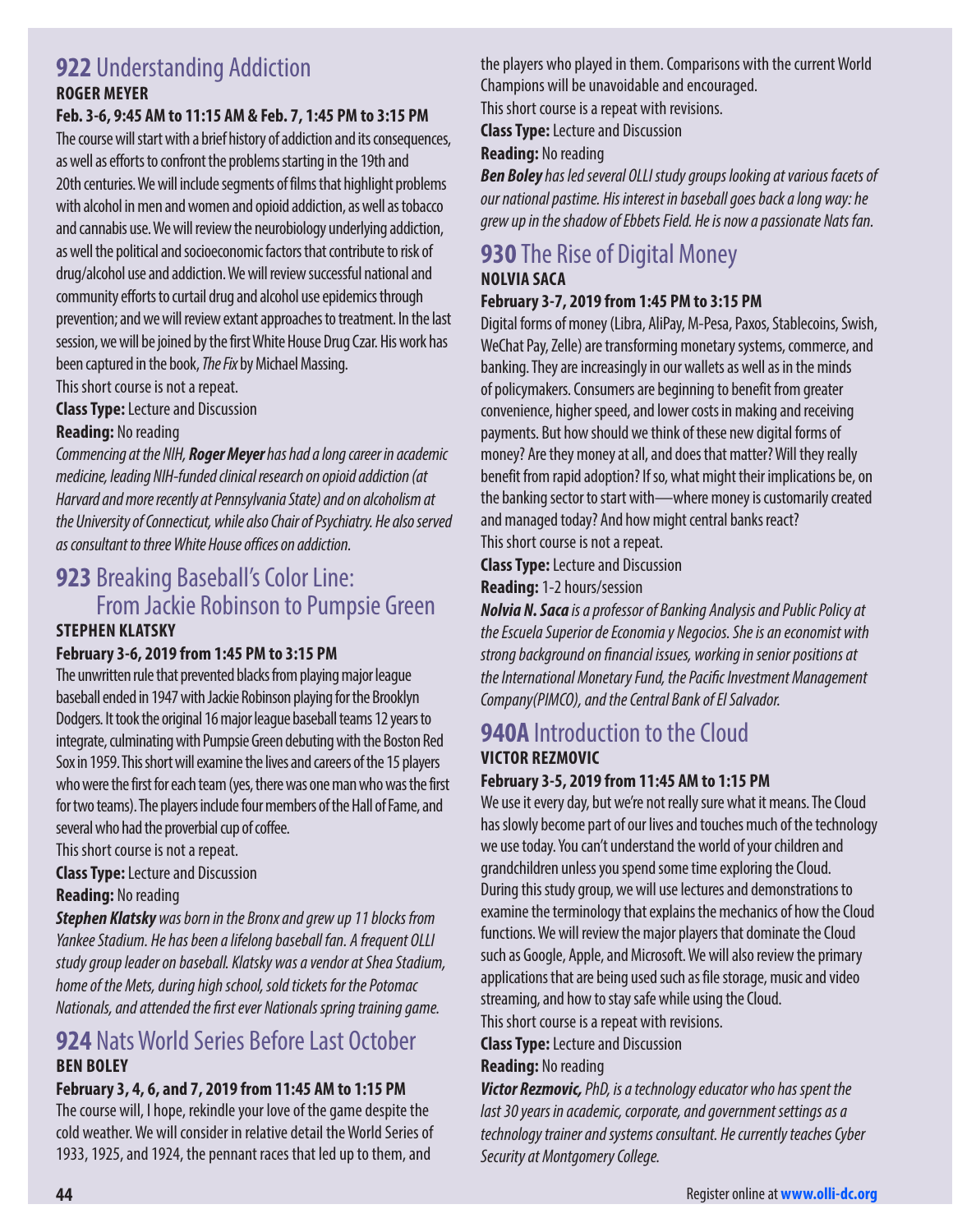## **922** Understanding Addiction

**ROGER MEYER**

**Feb. 3-6, 9:45 AM to 11:15 AM & Feb. 7, 1:45 PM to 3:15 PM**

The course will start with a brief history of addiction and its consequences, as well as efforts to confront the problems starting in the 19th and 20th centuries. We will include segments of films that highlight problems with alcohol in men and women and opioid addiction, as well as tobacco and cannabis use. We will review the neurobiology underlying addiction, as well the political and socioeconomic factors that contribute to risk of drug/alcohol use and addiction. We will review successful national and community efforts to curtail drug and alcohol use epidemics through prevention; and we will review extant approaches to treatment. In the last session, we will be joined by the first White House Drug Czar. His work has been captured in the book, *The Fix* by Michael Massing.

This short course is not a repeat.

**Class Type:** Lecture and Discussion

**Reading:** No reading

*Commencing at the NIH,* ***Roger Meyer*** *has had a long career in academic medicine, leading NIH-funded clinical research on opioid addiction (at Harvard and more recently at Pennsylvania State) and on alcoholism at the University of Connecticut, while also Chair of Psychiatry. He also served as consultant to three White House offices on addiction.*

## **923** Breaking Baseball's Color Line: From Jackie Robinson to Pumpsie Green

**STEPHEN KLATSKY**

**February 3-6, 2019 from 1:45 PM to 3:15 PM**

The unwritten rule that prevented blacks from playing major league baseball ended in 1947 with Jackie Robinson playing for the Brooklyn Dodgers. It took the original 16 major league baseball teams 12 years to integrate, culminating with Pumpsie Green debuting with the Boston Red Sox in 1959. This short will examine the lives and careers of the 15 players who were the first for each team (yes, there was one man who was the first for two teams). The players include four members of the Hall of Fame, and several who had the proverbial cup of coffee.

This short course is not a repeat.

**Class Type:** Lecture and Discussion

**Reading:** No reading

***Stephen Klatsky*** *was born in the Bronx and grew up 11 blocks from Yankee Stadium. He has been a lifelong baseball fan. A frequent OLLI study group leader on baseball. Klatsky was a vendor at Shea Stadium, home of the Mets, during high school, sold tickets for the Potomac Nationals, and attended the first ever Nationals spring training game.*

## **924** Nats World Series Before Last October

**BEN BOLEY**

**February 3, 4, 6, and 7, 2019 from 11:45 AM to 1:15 PM**

The course will, I hope, rekindle your love of the game despite the cold weather. We will consider in relative detail the World Series of 1933, 1925, and 1924, the pennant races that led up to them, and the players who played in them. Comparisons with the current World Champions will be unavoidable and encouraged.

This short course is a repeat with revisions.

**Class Type:** Lecture and Discussion

**Reading:** No reading

***Ben Boley*** *has led several OLLI study groups looking at various facets of our national pastime. His interest in baseball goes back a long way: he grew up in the shadow of Ebbets Field. He is now a passionate Nats fan.*

## **930** The Rise of Digital Money

**NOLVIA SACA**

**February 3-7, 2019 from 1:45 PM to 3:15 PM**

Digital forms of money (Libra, AliPay, M-Pesa, Paxos, Stablecoins, Swish, WeChat Pay, Zelle) are transforming monetary systems, commerce, and banking. They are increasingly in our wallets as well as in the minds of policymakers. Consumers are beginning to benefit from greater convenience, higher speed, and lower costs in making and receiving payments. But how should we think of these new digital forms of money? Are they money at all, and does that matter? Will they really benefit from rapid adoption? If so, what might their implications be, on the banking sector to start with—where money is customarily created and managed today? And how might central banks react?

This short course is not a repeat.

**Class Type:** Lecture and Discussion

**Reading:** 1-2 hours/session

***Nolvia N. Saca*** *is a professor of Banking Analysis and Public Policy at the Escuela Superior de Economia y Negocios. She is an economist with strong background on financial issues, working in senior positions at the International Monetary Fund, the Pacific Investment Management Company(PIMCO), and the Central Bank of El Salvador.*

## **940A** Introduction to the Cloud

**VICTOR REZMOVIC**

**February 3-5, 2019 from 11:45 AM to 1:15 PM**

We use it every day, but we're not really sure what it means. The Cloud has slowly become part of our lives and touches much of the technology we use today. You can't understand the world of your children and grandchildren unless you spend some time exploring the Cloud. During this study group, we will use lectures and demonstrations to examine the terminology that explains the mechanics of how the Cloud functions. We will review the major players that dominate the Cloud such as Google, Apple, and Microsoft. We will also review the primary applications that are being used such as file storage, music and video streaming, and how to stay safe while using the Cloud.

This short course is a repeat with revisions.

**Class Type:** Lecture and Discussion

**Reading:** No reading

***Victor Rezmovic,*** *PhD, is a technology educator who has spent the last 30 years in academic, corporate, and government settings as a technology trainer and systems consultant. He currently teaches Cyber Security at Montgomery College.*

Register online at **www.olli-dc.org**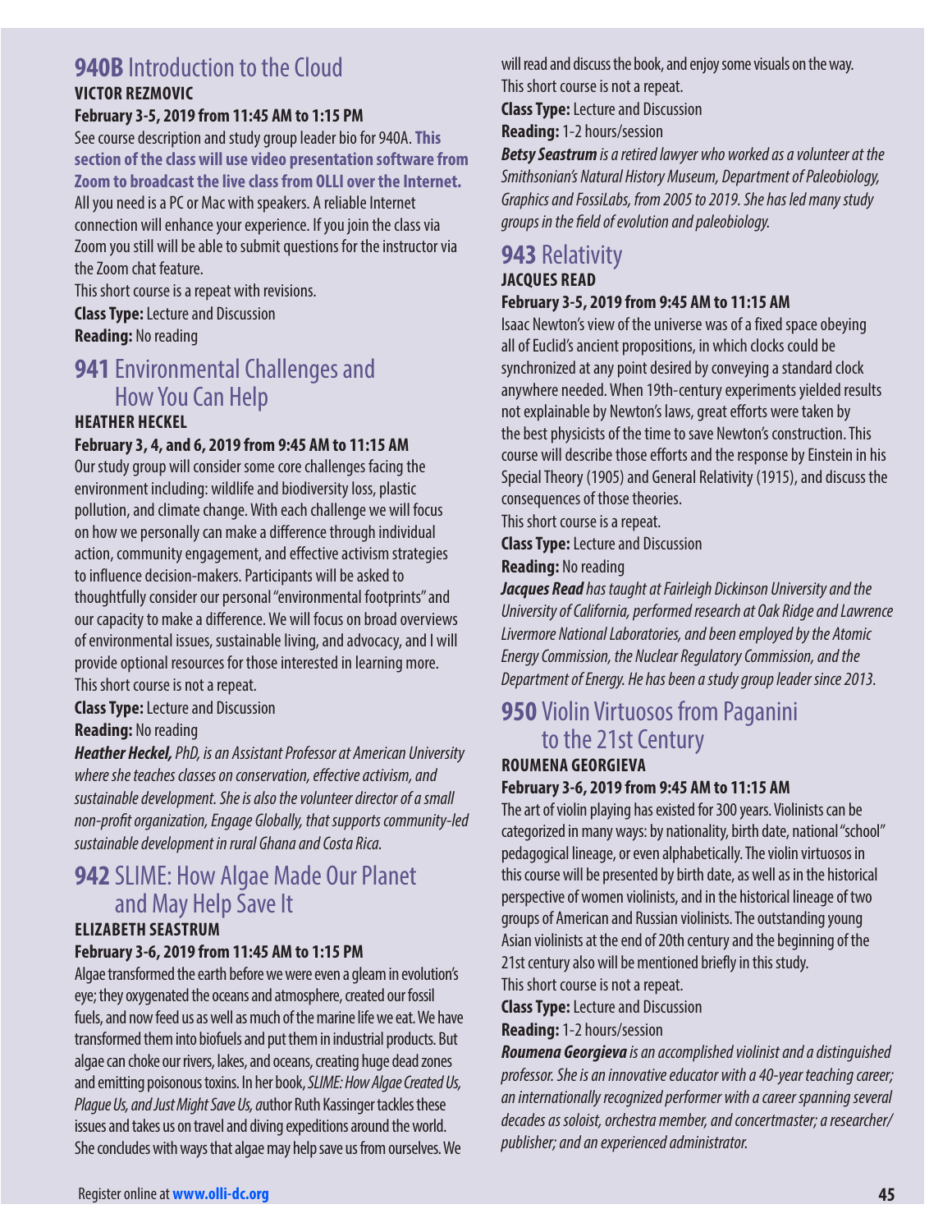## 940B Introduction to the Cloud

**VICTOR REZMOVIC**

**February 3-5, 2019 from 11:45 AM to 1:15 PM**

See course description and study group leader bio for 940A. **This section of the class will use video presentation software from Zoom to broadcast the live class from OLLI over the Internet.** All you need is a PC or Mac with speakers. A reliable Internet connection will enhance your experience. If you join the class via Zoom you still will be able to submit questions for the instructor via the Zoom chat feature.

This short course is a repeat with revisions.

**Class Type:** Lecture and Discussion

**Reading:** No reading

## 941 Environmental Challenges and How You Can Help

**HEATHER HECKEL**

**February 3, 4, and 6, 2019 from 9:45 AM to 11:15 AM**

Our study group will consider some core challenges facing the environment including: wildlife and biodiversity loss, plastic pollution, and climate change. With each challenge we will focus on how we personally can make a difference through individual action, community engagement, and effective activism strategies to influence decision-makers. Participants will be asked to thoughtfully consider our personal "environmental footprints" and our capacity to make a difference. We will focus on broad overviews of environmental issues, sustainable living, and advocacy, and I will provide optional resources for those interested in learning more.

This short course is not a repeat.

**Class Type:** Lecture and Discussion

**Reading:** No reading

***Heather Heckel,*** *PhD, is an Assistant Professor at American University where she teaches classes on conservation, effective activism, and sustainable development. She is also the volunteer director of a small non-profit organization, Engage Globally, that supports community-led sustainable development in rural Ghana and Costa Rica.*

## 942 SLIME: How Algae Made Our Planet and May Help Save It

**ELIZABETH SEASTRUM**

**February 3-6, 2019 from 11:45 AM to 1:15 PM**

Algae transformed the earth before we were even a gleam in evolution's eye; they oxygenated the oceans and atmosphere, created our fossil fuels, and now feed us as well as much of the marine life we eat. We have transformed them into biofuels and put them in industrial products. But algae can choke our rivers, lakes, and oceans, creating huge dead zones and emitting poisonous toxins. In her book, *SLIME: How Algae Created Us, Plague Us, and Just Might Save Us, a*uthor Ruth Kassinger tackles these issues and takes us on travel and diving expeditions around the world. She concludes with ways that algae may help save us from ourselves. We will read and discuss the book, and enjoy some visuals on the way.

This short course is not a repeat.

**Class Type:** Lecture and Discussion

**Reading:** 1-2 hours/session

***Betsy Seastrum*** *is a retired lawyer who worked as a volunteer at the Smithsonian's Natural History Museum, Department of Paleobiology, Graphics and FossiLabs, from 2005 to 2019. She has led many study groups in the field of evolution and paleobiology.*

## 943 Relativity

**JACQUES READ**

**February 3-5, 2019 from 9:45 AM to 11:15 AM**

Isaac Newton's view of the universe was of a fixed space obeying all of Euclid's ancient propositions, in which clocks could be synchronized at any point desired by conveying a standard clock anywhere needed. When 19th-century experiments yielded results not explainable by Newton's laws, great efforts were taken by the best physicists of the time to save Newton's construction. This course will describe those efforts and the response by Einstein in his Special Theory (1905) and General Relativity (1915), and discuss the consequences of those theories.

This short course is a repeat.

**Class Type:** Lecture and Discussion

**Reading:** No reading

***Jacques Read*** *has taught at Fairleigh Dickinson University and the University of California, performed research at Oak Ridge and Lawrence Livermore National Laboratories, and been employed by the Atomic Energy Commission, the Nuclear Regulatory Commission, and the Department of Energy. He has been a study group leader since 2013.*

## 950 Violin Virtuosos from Paganini to the 21st Century

**ROUMENA GEORGIEVA**

**February 3-6, 2019 from 9:45 AM to 11:15 AM**

The art of violin playing has existed for 300 years. Violinists can be categorized in many ways: by nationality, birth date, national "school" pedagogical lineage, or even alphabetically. The violin virtuosos in this course will be presented by birth date, as well as in the historical perspective of women violinists, and in the historical lineage of two groups of American and Russian violinists. The outstanding young Asian violinists at the end of 20th century and the beginning of the 21st century also will be mentioned briefly in this study.

This short course is not a repeat.

**Class Type:** Lecture and Discussion

**Reading:** 1-2 hours/session

***Roumena Georgieva*** *is an accomplished violinist and a distinguished professor. She is an innovative educator with a 40-year teaching career; an internationally recognized performer with a career spanning several decades as soloist, orchestra member, and concertmaster; a researcher/publisher; and an experienced administrator.*

Register online at **www.olli-dc.org**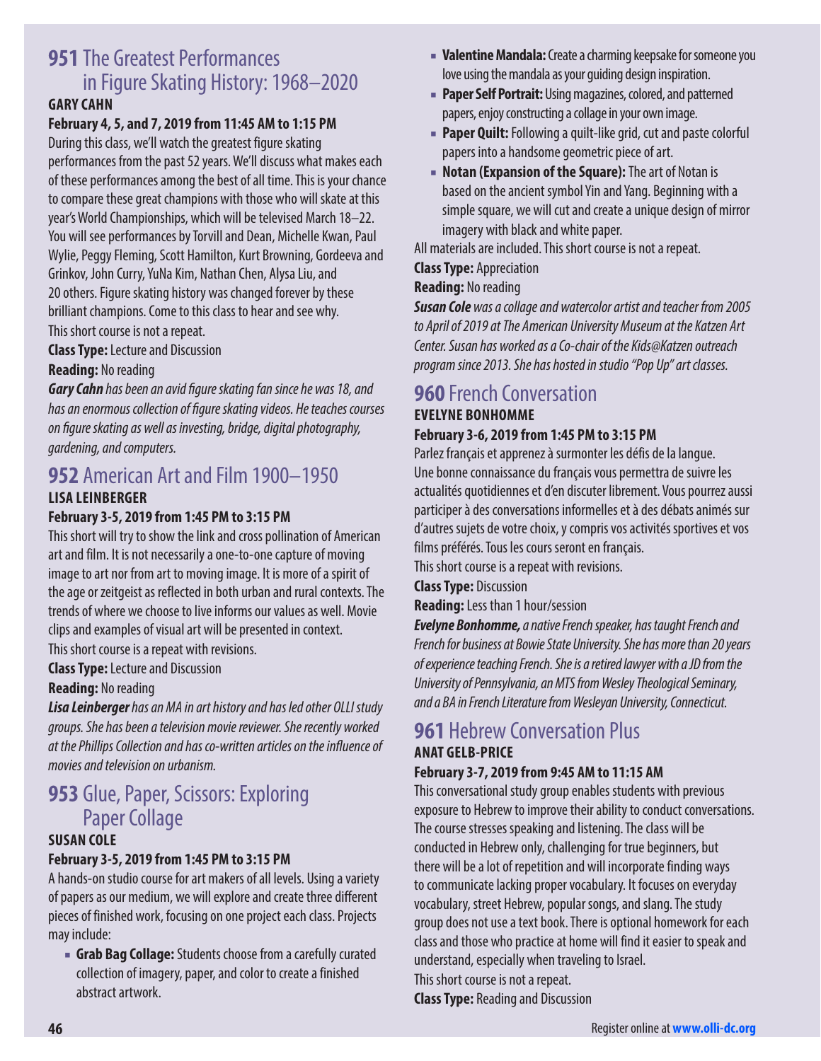## 951 The Greatest Performances in Figure Skating History: 1968–2020

**GARY CAHN**

**February 4, 5, and 7, 2019 from 11:45 AM to 1:15 PM**

During this class, we'll watch the greatest figure skating performances from the past 52 years. We'll discuss what makes each of these performances among the best of all time. This is your chance to compare these great champions with those who will skate at this year's World Championships, which will be televised March 18–22. You will see performances by Torvill and Dean, Michelle Kwan, Paul Wylie, Peggy Fleming, Scott Hamilton, Kurt Browning, Gordeeva and Grinkov, John Curry, YuNa Kim, Nathan Chen, Alysa Liu, and 20 others. Figure skating history was changed forever by these brilliant champions. Come to this class to hear and see why.

This short course is not a repeat.

**Class Type:** Lecture and Discussion

**Reading:** No reading

***Gary Cahn*** *has been an avid figure skating fan since he was 18, and has an enormous collection of figure skating videos. He teaches courses on figure skating as well as investing, bridge, digital photography, gardening, and computers.*

## 952 American Art and Film 1900–1950

**LISA LEINBERGER**

**February 3-5, 2019 from 1:45 PM to 3:15 PM**

This short will try to show the link and cross pollination of American art and film. It is not necessarily a one-to-one capture of moving image to art nor from art to moving image. It is more of a spirit of the age or zeitgeist as reflected in both urban and rural contexts. The trends of where we choose to live informs our values as well. Movie clips and examples of visual art will be presented in context.

This short course is a repeat with revisions.

**Class Type:** Lecture and Discussion

**Reading:** No reading

***Lisa Leinberger*** *has an MA in art history and has led other OLLI study groups. She has been a television movie reviewer. She recently worked at the Phillips Collection and has co-written articles on the influence of movies and television on urbanism.*

## 953 Glue, Paper, Scissors: Exploring Paper Collage

**SUSAN COLE**

**February 3-5, 2019 from 1:45 PM to 3:15 PM**

A hands-on studio course for art makers of all levels. Using a variety of papers as our medium, we will explore and create three different pieces of finished work, focusing on one project each class. Projects may include:

- **Grab Bag Collage:** Students choose from a carefully curated collection of imagery, paper, and color to create a finished abstract artwork.
- **Valentine Mandala:** Create a charming keepsake for someone you love using the mandala as your guiding design inspiration.
- **Paper Self Portrait:** Using magazines, colored, and patterned papers, enjoy constructing a collage in your own image.
- **Paper Quilt:** Following a quilt-like grid, cut and paste colorful papers into a handsome geometric piece of art.
- **Notan (Expansion of the Square):** The art of Notan is based on the ancient symbol Yin and Yang. Beginning with a simple square, we will cut and create a unique design of mirror imagery with black and white paper.

All materials are included. This short course is not a repeat.

**Class Type:** Appreciation

**Reading:** No reading

***Susan Cole*** *was a collage and watercolor artist and teacher from 2005 to April of 2019 at The American University Museum at the Katzen Art Center. Susan has worked as a Co-chair of the Kids@Katzen outreach program since 2013. She has hosted in studio "Pop Up" art classes.*

## 960 French Conversation

**EVELYNE BONHOMME**

**February 3-6, 2019 from 1:45 PM to 3:15 PM**

Parlez français et apprenez à surmonter les défis de la langue. Une bonne connaissance du français vous permettra de suivre les actualités quotidiennes et d'en discuter librement. Vous pourrez aussi participer à des conversations informelles et à des débats animés sur d'autres sujets de votre choix, y compris vos activités sportives et vos films préférés. Tous les cours seront en français.

This short course is a repeat with revisions.

**Class Type:** Discussion

**Reading:** Less than 1 hour/session

***Evelyne Bonhomme,*** *a native French speaker, has taught French and French for business at Bowie State University. She has more than 20 years of experience teaching French. She is a retired lawyer with a JD from the University of Pennsylvania, an MTS from Wesley Theological Seminary, and a BA in French Literature from Wesleyan University, Connecticut.*

## 961 Hebrew Conversation Plus

**ANAT GELB-PRICE**

**February 3-7, 2019 from 9:45 AM to 11:15 AM**

This conversational study group enables students with previous exposure to Hebrew to improve their ability to conduct conversations. The course stresses speaking and listening. The class will be conducted in Hebrew only, challenging for true beginners, but there will be a lot of repetition and will incorporate finding ways to communicate lacking proper vocabulary. It focuses on everyday vocabulary, street Hebrew, popular songs, and slang. The study group does not use a text book. There is optional homework for each class and those who practice at home will find it easier to speak and understand, especially when traveling to Israel.

This short course is not a repeat.

**Class Type:** Reading and Discussion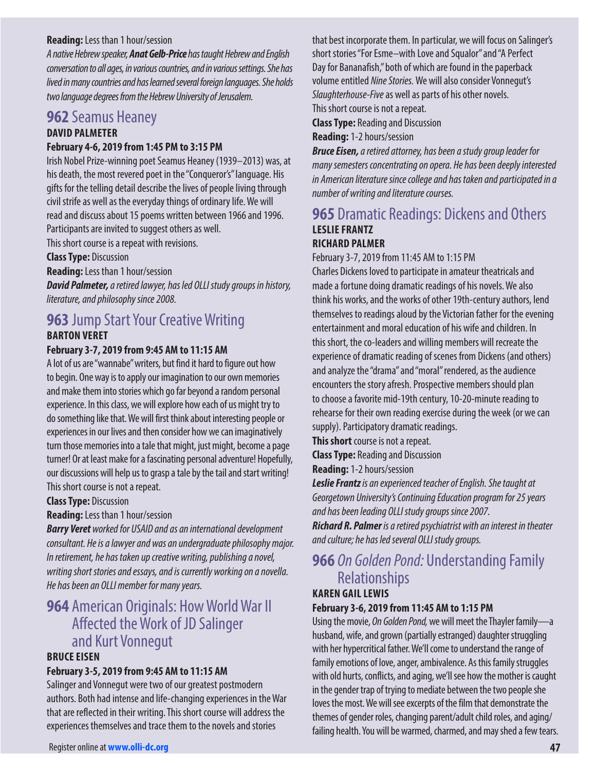**Reading:** Less than 1 hour/session

*A native Hebrew speaker, **Anat Gelb-Price** has taught Hebrew and English conversation to all ages, in various countries, and in various settings. She has lived in many countries and has learned several foreign languages. She holds two language degrees from the Hebrew University of Jerusalem.*

## 962 Seamus Heaney

**DAVID PALMETER**

**February 4-6, 2019 from 1:45 PM to 3:15 PM**

Irish Nobel Prize-winning poet Seamus Heaney (1939–2013) was, at his death, the most revered poet in the "Conqueror's" language. His gifts for the telling detail describe the lives of people living through civil strife as well as the everyday things of ordinary life. We will read and discuss about 15 poems written between 1966 and 1996. Participants are invited to suggest others as well.

This short course is a repeat with revisions.

**Class Type:** Discussion

**Reading:** Less than 1 hour/session

***David Palmeter,** a retired lawyer, has led OLLI study groups in history, literature, and philosophy since 2008.*

## 963 Jump Start Your Creative Writing

**BARTON VERET**

**February 3-7, 2019 from 9:45 AM to 11:15 AM**

A lot of us are "wannabe" writers, but find it hard to figure out how to begin. One way is to apply our imagination to our own memories and make them into stories which go far beyond a random personal experience. In this class, we will explore how each of us might try to do something like that. We will first think about interesting people or experiences in our lives and then consider how we can imaginatively turn those memories into a tale that might, just might, become a page turner! Or at least make for a fascinating personal adventure! Hopefully, our discussions will help us to grasp a tale by the tail and start writing!

This short course is not a repeat.

**Class Type:** Discussion

**Reading:** Less than 1 hour/session

***Barry Veret** worked for USAID and as an international development consultant. He is a lawyer and was an undergraduate philosophy major. In retirement, he has taken up creative writing, publishing a novel, writing short stories and essays, and is currently working on a novella. He has been an OLLI member for many years.*

## 964 American Originals: How World War II Affected the Work of JD Salinger and Kurt Vonnegut

**BRUCE EISEN**

**February 3-5, 2019 from 9:45 AM to 11:15 AM**

Salinger and Vonnegut were two of our greatest postmodern authors. Both had intense and life-changing experiences in the War that are reflected in their writing. This short course will address the experiences themselves and trace them to the novels and stories that best incorporate them. In particular, we will focus on Salinger's short stories "For Esme–with Love and Squalor" and "A Perfect Day for Bananafish," both of which are found in the paperback volume entitled *Nine Stories.* We will also consider Vonnegut's *Slaughterhouse-Five* as well as parts of his other novels.

This short course is not a repeat.

**Class Type:** Reading and Discussion

**Reading:** 1-2 hours/session

***Bruce Eisen,** a retired attorney, has been a study group leader for many semesters concentrating on opera. He has been deeply interested in American literature since college and has taken and participated in a number of writing and literature courses.*

## 965 Dramatic Readings: Dickens and Others

**LESLIE FRANTZ**

**RICHARD PALMER**

February 3-7, 2019 from 11:45 AM to 1:15 PM

Charles Dickens loved to participate in amateur theatricals and made a fortune doing dramatic readings of his novels. We also think his works, and the works of other 19th-century authors, lend themselves to readings aloud by the Victorian father for the evening entertainment and moral education of his wife and children. In this short, the co-leaders and willing members will recreate the experience of dramatic reading of scenes from Dickens (and others) and analyze the "drama" and "moral" rendered, as the audience encounters the story afresh. Prospective members should plan to choose a favorite mid-19th century, 10-20-minute reading to rehearse for their own reading exercise during the week (or we can supply). Participatory dramatic readings.

**This short** course is not a repeat.

**Class Type:** Reading and Discussion

**Reading:** 1-2 hours/session

***Leslie Frantz** is an experienced teacher of English. She taught at Georgetown University's Continuing Education program for 25 years and has been leading OLLI study groups since 2007.*

***Richard R. Palmer** is a retired psychiatrist with an interest in theater and culture; he has led several OLLI study groups.*

## 966 *On Golden Pond:* Understanding Family Relationships

**KAREN GAIL LEWIS**

**February 3-6, 2019 from 11:45 AM to 1:15 PM**

Using the movie, *On Golden Pond,* we will meet the Thayler family—a husband, wife, and grown (partially estranged) daughter struggling with her hypercritical father. We'll come to understand the range of family emotions of love, anger, ambivalence. As this family struggles with old hurts, conflicts, and aging, we'll see how the mother is caught in the gender trap of trying to mediate between the two people she loves the most. We will see excerpts of the film that demonstrate the themes of gender roles, changing parent/adult child roles, and aging/failing health. You will be warmed, charmed, and may shed a few tears.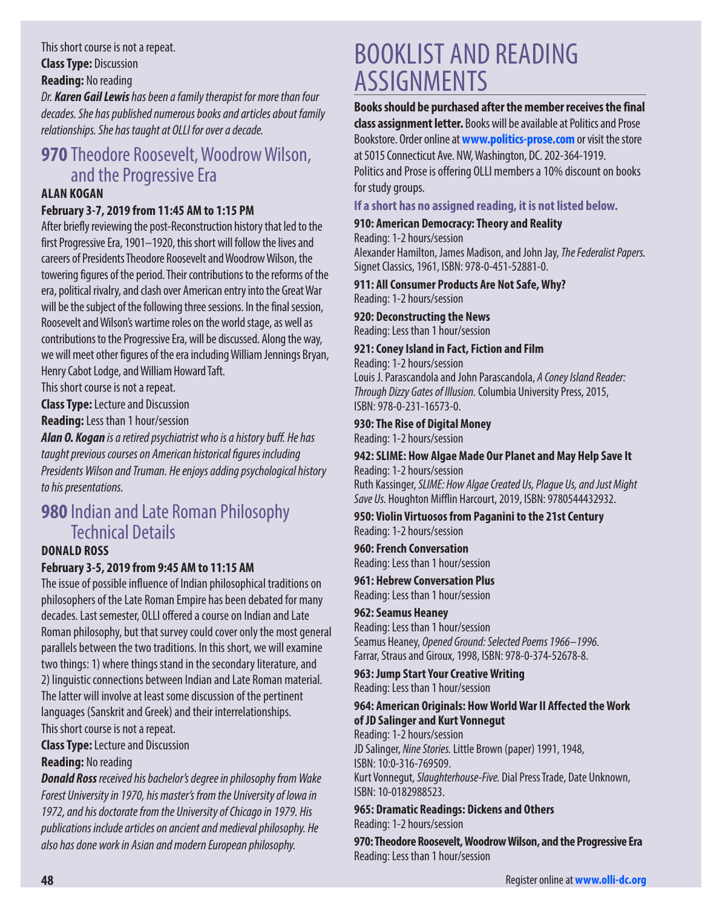This short course is not a repeat.

**Class Type:** Discussion

**Reading:** No reading

*Dr. **Karen Gail Lewis** has been a family therapist for more than four decades. She has published numerous books and articles about family relationships. She has taught at OLLI for over a decade.*

## 970 Theodore Roosevelt, Woodrow Wilson, and the Progressive Era

**ALAN KOGAN**

**February 3-7, 2019 from 11:45 AM to 1:15 PM**

After briefly reviewing the post-Reconstruction history that led to the first Progressive Era, 1901–1920, this short will follow the lives and careers of Presidents Theodore Roosevelt and Woodrow Wilson, the towering figures of the period. Their contributions to the reforms of the era, political rivalry, and clash over American entry into the Great War will be the subject of the following three sessions. In the final session, Roosevelt and Wilson's wartime roles on the world stage, as well as contributions to the Progressive Era, will be discussed. Along the way, we will meet other figures of the era including William Jennings Bryan, Henry Cabot Lodge, and William Howard Taft.

This short course is not a repeat.

**Class Type:** Lecture and Discussion

**Reading:** Less than 1 hour/session

***Alan O. Kogan** is a retired psychiatrist who is a history buff. He has taught previous courses on American historical figures including Presidents Wilson and Truman. He enjoys adding psychological history to his presentations.*

## 980 Indian and Late Roman Philosophy Technical Details

**DONALD ROSS**

**February 3-5, 2019 from 9:45 AM to 11:15 AM**

The issue of possible influence of Indian philosophical traditions on philosophers of the Late Roman Empire has been debated for many decades. Last semester, OLLI offered a course on Indian and Late Roman philosophy, but that survey could cover only the most general parallels between the two traditions. In this short, we will examine two things: 1) where things stand in the secondary literature, and 2) linguistic connections between Indian and Late Roman material. The latter will involve at least some discussion of the pertinent languages (Sanskrit and Greek) and their interrelationships.

This short course is not a repeat.

**Class Type:** Lecture and Discussion

**Reading:** No reading

***Donald Ross** received his bachelor's degree in philosophy from Wake Forest University in 1970, his master's from the University of Iowa in 1972, and his doctorate from the University of Chicago in 1979. His publications include articles on ancient and medieval philosophy. He also has done work in Asian and modern European philosophy.*

# BOOKLIST AND READING ASSIGNMENTS

**Books should be purchased after the member receives the final class assignment letter.** Books will be available at Politics and Prose Bookstore. Order online at **www.politics-prose.com** or visit the store at 5015 Connecticut Ave. NW, Washington, DC. 202-364-1919. Politics and Prose is offering OLLI members a 10% discount on books for study groups.

**If a short has no assigned reading, it is not listed below.**

**910: American Democracy: Theory and Reality**
Reading: 1-2 hours/session
Alexander Hamilton, James Madison, and John Jay, *The Federalist Papers.* Signet Classics, 1961, ISBN: 978-0-451-52881-0.

**911: All Consumer Products Are Not Safe, Why?**
Reading: 1-2 hours/session

**920: Deconstructing the News**
Reading: Less than 1 hour/session

**921: Coney Island in Fact, Fiction and Film**
Reading: 1-2 hours/session
Louis J. Parascandola and John Parascandola, *A Coney Island Reader: Through Dizzy Gates of Illusion.* Columbia University Press, 2015, ISBN: 978-0-231-16573-0.

**930: The Rise of Digital Money**
Reading: 1-2 hours/session

**942: SLIME: How Algae Made Our Planet and May Help Save It**
Reading: 1-2 hours/session
Ruth Kassinger, *SLIME: How Algae Created Us, Plague Us, and Just Might Save Us.* Houghton Mifflin Harcourt, 2019, ISBN: 9780544432932.

**950: Violin Virtuosos from Paganini to the 21st Century**
Reading: 1-2 hours/session

**960: French Conversation**
Reading: Less than 1 hour/session

**961: Hebrew Conversation Plus**
Reading: Less than 1 hour/session

**962: Seamus Heaney**
Reading: Less than 1 hour/session
Seamus Heaney, *Opened Ground: Selected Poems 1966–1996.* Farrar, Straus and Giroux, 1998, ISBN: 978-0-374-52678-8.

**963: Jump Start Your Creative Writing**
Reading: Less than 1 hour/session

**964: American Originals: How World War II Affected the Work of JD Salinger and Kurt Vonnegut**
Reading: 1-2 hours/session
JD Salinger, *Nine Stories.* Little Brown (paper) 1991, 1948, ISBN: 10:0-316-769509.
Kurt Vonnegut, *Slaughterhouse-Five.* Dial Press Trade, Date Unknown, ISBN: 10-0182988523.

**965: Dramatic Readings: Dickens and Others**
Reading: 1-2 hours/session

**970: Theodore Roosevelt, Woodrow Wilson, and the Progressive Era**
Reading: Less than 1 hour/session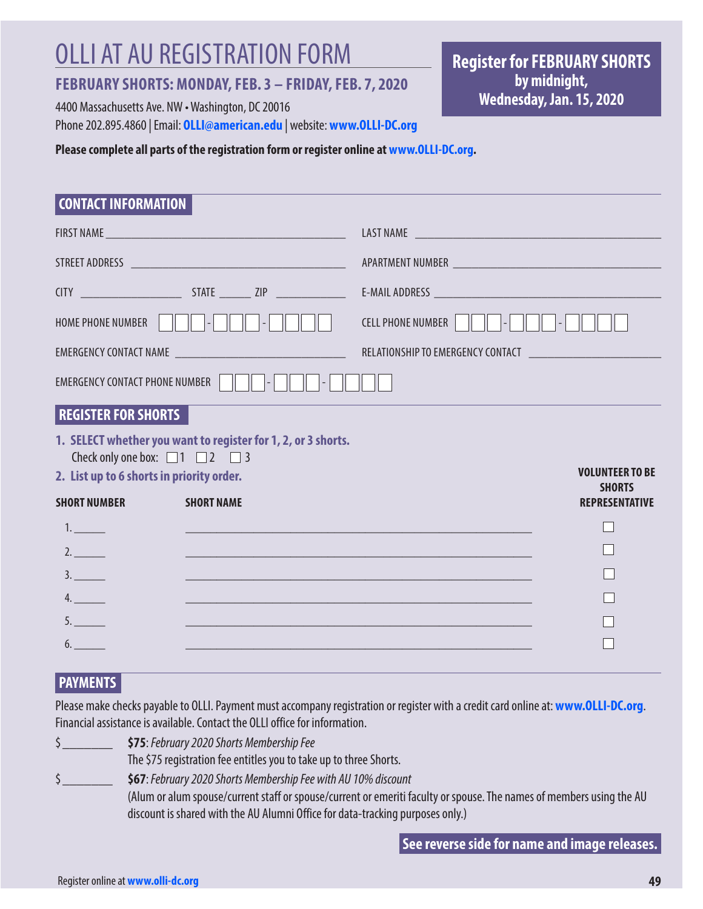# OLLI AT AU REGISTRATION FORM

**FEBRUARY SHORTS: MONDAY, FEB. 3 – FRIDAY, FEB. 7, 2020**

4400 Massachusetts Ave. NW • Washington, DC 20016

Phone 202.895.4860 | Email: **OLLI@american.edu** | website: **www.OLLI-DC.org**

**Register for FEBRUARY SHORTS by midnight, Wednesday, Jan. 15, 2020**

**Please complete all parts of the registration form or register online at www.OLLI-DC.org.**

## CONTACT INFORMATION

FIRST NAME ____________________ LAST NAME ____________________

STREET ADDRESS ____________________ APARTMENT NUMBER ____________________

CITY __________ STATE _____ ZIP _______ E-MAIL ADDRESS ____________________

HOME PHONE NUMBER ☐☐☐-☐☐☐-☐☐☐☐ CELL PHONE NUMBER ☐☐☐-☐☐☐-☐☐☐☐

EMERGENCY CONTACT NAME ____________________ RELATIONSHIP TO EMERGENCY CONTACT ____________________

EMERGENCY CONTACT PHONE NUMBER ☐☐☐-☐☐☐-☐☐☐☐

## REGISTER FOR SHORTS

1. **SELECT whether you want to register for 1, 2, or 3 shorts.**
   Check only one box: ☐ 1 ☐ 2 ☐ 3
2. **List up to 6 shorts in priority order.**

| SHORT NUMBER | SHORT NAME | VOLUNTEER TO BE SHORTS REPRESENTATIVE |
|---|---|---|
| 1. ______ | ____________________ | ☐ |
| 2. ______ | ____________________ | ☐ |
| 3. ______ | ____________________ | ☐ |
| 4. ______ | ____________________ | ☐ |
| 5. ______ | ____________________ | ☐ |
| 6. ______ | ____________________ | ☐ |

## PAYMENTS

Please make checks payable to OLLI. Payment must accompany registration or register with a credit card online at: **www.OLLI-DC.org**. Financial assistance is available. Contact the OLLI office for information.

$ ________ **$75**: *February 2020 Shorts Membership Fee*
The $75 registration fee entitles you to take up to three Shorts.

$ ________ **$67**: *February 2020 Shorts Membership Fee with AU 10% discount*
(Alum or alum spouse/current staff or spouse/current or emeriti faculty or spouse. The names of members using the AU discount is shared with the AU Alumni Office for data-tracking purposes only.)

**See reverse side for name and image releases.**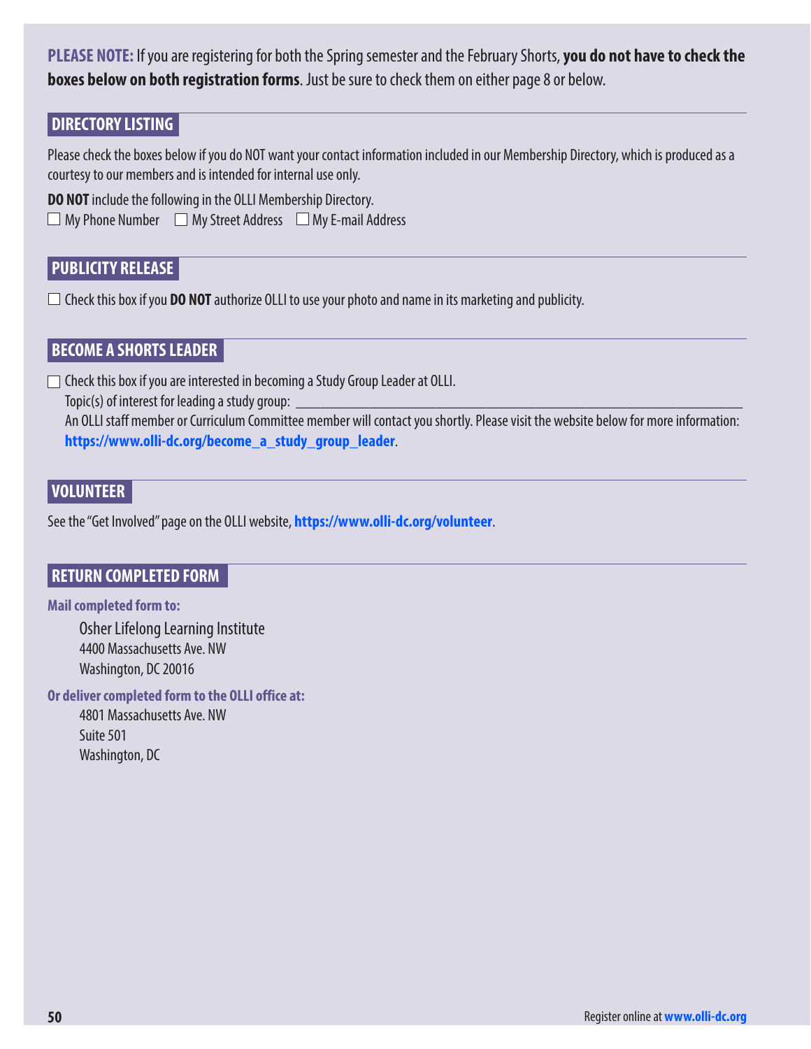**PLEASE NOTE:** If you are registering for both the Spring semester and the February Shorts, **you do not have to check the boxes below on both registration forms**. Just be sure to check them on either page 8 or below.

## DIRECTORY LISTING

Please check the boxes below if you do NOT want your contact information included in our Membership Directory, which is produced as a courtesy to our members and is intended for internal use only.

**DO NOT** include the following in the OLLI Membership Directory.

☐ My Phone Number ☐ My Street Address ☐ My E-mail Address

## PUBLICITY RELEASE

☐ Check this box if you **DO NOT** authorize OLLI to use your photo and name in its marketing and publicity.

## BECOME A SHORTS LEADER

☐ Check this box if you are interested in becoming a Study Group Leader at OLLI.

Topic(s) of interest for leading a study group: ______________________________________________

An OLLI staff member or Curriculum Committee member will contact you shortly. Please visit the website below for more information: **https://www.olli-dc.org/become_a_study_group_leader**.

## VOLUNTEER

See the "Get Involved" page on the OLLI website, **https://www.olli-dc.org/volunteer**.

## RETURN COMPLETED FORM

**Mail completed form to:**

Osher Lifelong Learning Institute
4400 Massachusetts Ave. NW
Washington, DC 20016

**Or deliver completed form to the OLLI office at:**

4801 Massachusetts Ave. NW
Suite 501
Washington, DC